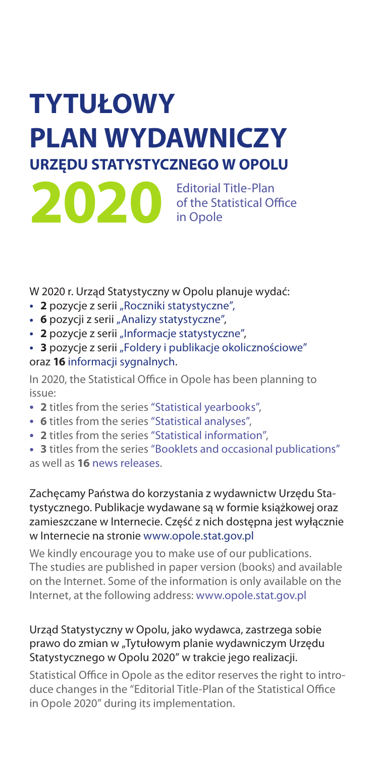# TYTUŁOWY PLAN WYDAWNICZY

## URZĘDU STATYSTYCZNEGO W OPOLU

**2020** Editorial Title-Plan of the Statistical Office in Opole

W 2020 r. Urząd Statystyczny w Opolu planuje wydać:

- **2** pozycje z serii „Roczniki statystyczne",
- **6** pozycji z serii „Analizy statystyczne",
- **2** pozycje z serii „Informacje statystyczne",
- **3** pozycje z serii „Foldery i publikacje okolicznościowe"

oraz **16** informacji sygnalnych.

In 2020, the Statistical Office in Opole has been planning to issue:

- **2** titles from the series "Statistical yearbooks",
- **6** titles from the series "Statistical analyses",
- **2** titles from the series "Statistical information",
- **3** titles from the series "Booklets and occasional publications"

as well as **16** news releases.

Zachęcamy Państwa do korzystania z wydawnictw Urzędu Statystycznego. Publikacje wydawane są w formie książkowej oraz zamieszczane w Internecie. Część z nich dostępna jest wyłącznie w Internecie na stronie www.opole.stat.gov.pl

We kindly encourage you to make use of our publications. The studies are published in paper version (books) and available on the Internet. Some of the information is only available on the Internet, at the following address: www.opole.stat.gov.pl

Urząd Statystyczny w Opolu, jako wydawca, zastrzega sobie prawo do zmian w „Tytułowym planie wydawniczym Urzędu Statystycznego w Opolu 2020" w trakcie jego realizacji.

Statistical Office in Opole as the editor reserves the right to introduce changes in the "Editorial Title-Plan of the Statistical Office in Opole 2020" during its implementation.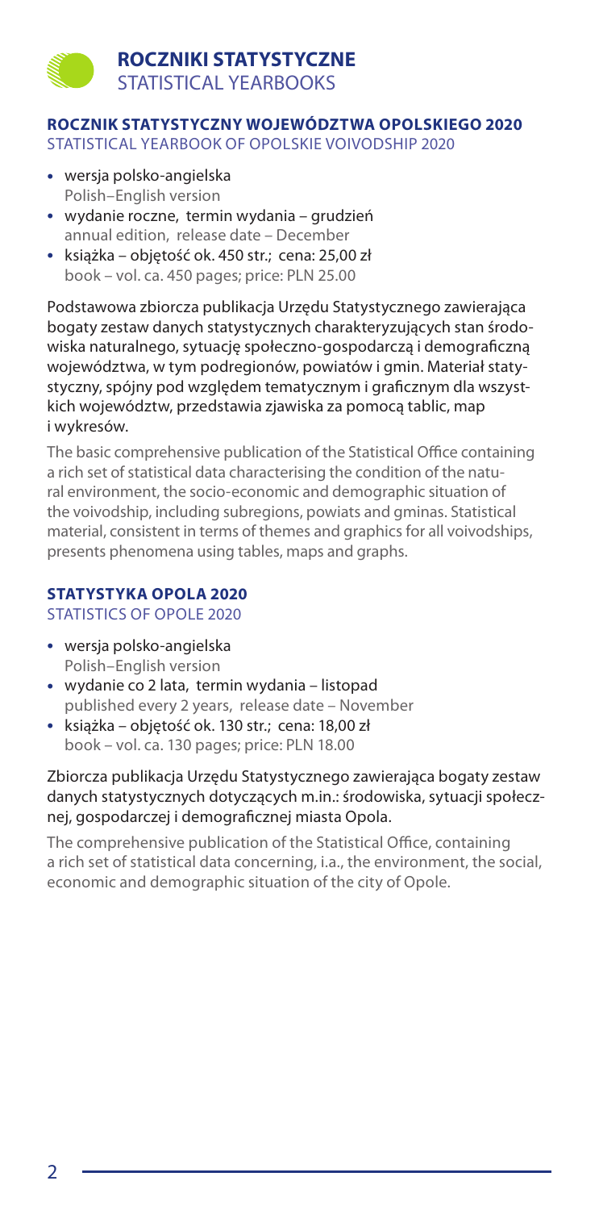# ROCZNIKI STATYSTYCZNE
STATISTICAL YEARBOOKS

## ROCZNIK STATYSTYCZNY WOJEWÓDZTWA OPOLSKIEGO 2020
STATISTICAL YEARBOOK OF OPOLSKIE VOIVODSHIP 2020

- wersja polsko-angielska
  Polish–English version
- wydanie roczne, termin wydania – grudzień
  annual edition, release date – December
- książka – objętość ok. 450 str.; cena: 25,00 zł
  book – vol. ca. 450 pages; price: PLN 25.00

Podstawowa zbiorcza publikacja Urzędu Statystycznego zawierająca bogaty zestaw danych statystycznych charakteryzujących stan środowiska naturalnego, sytuację społeczno-gospodarczą i demograficzną województwa, w tym podregionów, powiatów i gmin. Materiał statystyczny, spójny pod względem tematycznym i graficznym dla wszystkich województw, przedstawia zjawiska za pomocą tablic, map i wykresów.

The basic comprehensive publication of the Statistical Office containing a rich set of statistical data characterising the condition of the natural environment, the socio-economic and demographic situation of the voivodship, including subregions, powiats and gminas. Statistical material, consistent in terms of themes and graphics for all voivodships, presents phenomena using tables, maps and graphs.

## STATYSTYKA OPOLA 2020
STATISTICS OF OPOLE 2020

- wersja polsko-angielska
  Polish–English version
- wydanie co 2 lata, termin wydania – listopad
  published every 2 years, release date – November
- książka – objętość ok. 130 str.; cena: 18,00 zł
  book – vol. ca. 130 pages; price: PLN 18.00

Zbiorcza publikacja Urzędu Statystycznego zawierająca bogaty zestaw danych statystycznych dotyczących m.in.: środowiska, sytuacji społecznej, gospodarczej i demograficznej miasta Opola.

The comprehensive publication of the Statistical Office, containing a rich set of statistical data concerning, i.a., the environment, the social, economic and demographic situation of the city of Opole.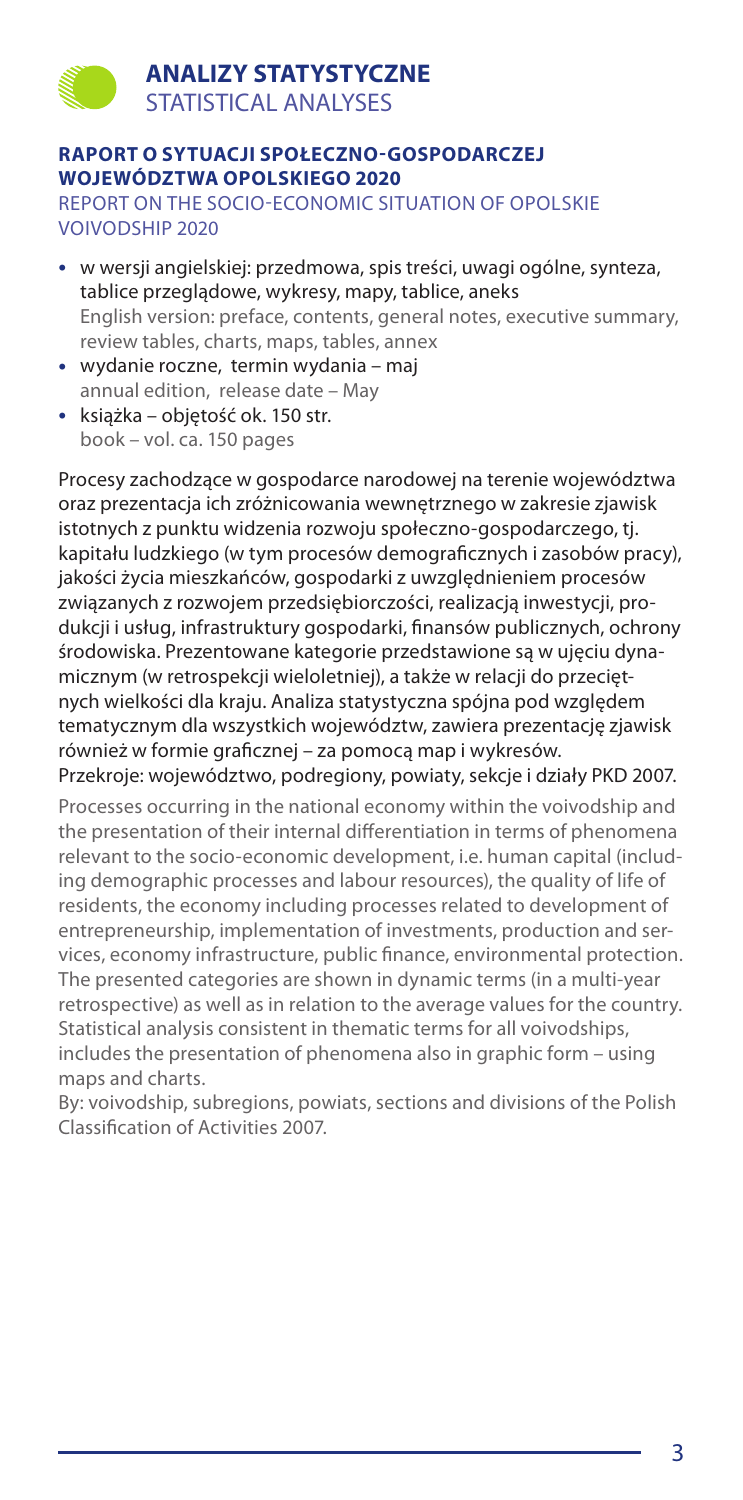## ANALIZY STATYSTYCZNE
STATISTICAL ANALYSES

### RAPORT O SYTUACJI SPOŁECZNO-GOSPODARCZEJ WOJEWÓDZTWA OPOLSKIEGO 2020
REPORT ON THE SOCIO-ECONOMIC SITUATION OF OPOLSKIE VOIVODSHIP 2020

- w wersji angielskiej: przedmowa, spis treści, uwagi ogólne, synteza, tablice przeglądowe, wykresy, mapy, tablice, aneks
  English version: preface, contents, general notes, executive summary, review tables, charts, maps, tables, annex
- wydanie roczne, termin wydania – maj
  annual edition, release date – May
- książka – objętość ok. 150 str.
  book – vol. ca. 150 pages

Procesy zachodzące w gospodarce narodowej na terenie województwa oraz prezentacja ich zróżnicowania wewnętrznego w zakresie zjawisk istotnych z punktu widzenia rozwoju społeczno-gospodarczego, tj. kapitału ludzkiego (w tym procesów demograficznych i zasobów pracy), jakości życia mieszkańców, gospodarki z uwzględnieniem procesów związanych z rozwojem przedsiębiorczości, realizacją inwestycji, produkcji i usług, infrastruktury gospodarki, finansów publicznych, ochrony środowiska. Prezentowane kategorie przedstawione są w ujęciu dynamicznym (w retrospekcji wieloletniej), a także w relacji do przeciętnych wielkości dla kraju. Analiza statystyczna spójna pod względem tematycznym dla wszystkich województw, zawiera prezentację zjawisk również w formie graficznej – za pomocą map i wykresów.
Przekroje: województwo, podregiony, powiaty, sekcje i działy PKD 2007.

Processes occurring in the national economy within the voivodship and the presentation of their internal differentiation in terms of phenomena relevant to the socio-economic development, i.e. human capital (including demographic processes and labour resources), the quality of life of residents, the economy including processes related to development of entrepreneurship, implementation of investments, production and services, economy infrastructure, public finance, environmental protection. The presented categories are shown in dynamic terms (in a multi-year retrospective) as well as in relation to the average values for the country. Statistical analysis consistent in thematic terms for all voivodships, includes the presentation of phenomena also in graphic form – using maps and charts.
By: voivodship, subregions, powiats, sections and divisions of the Polish Classification of Activities 2007.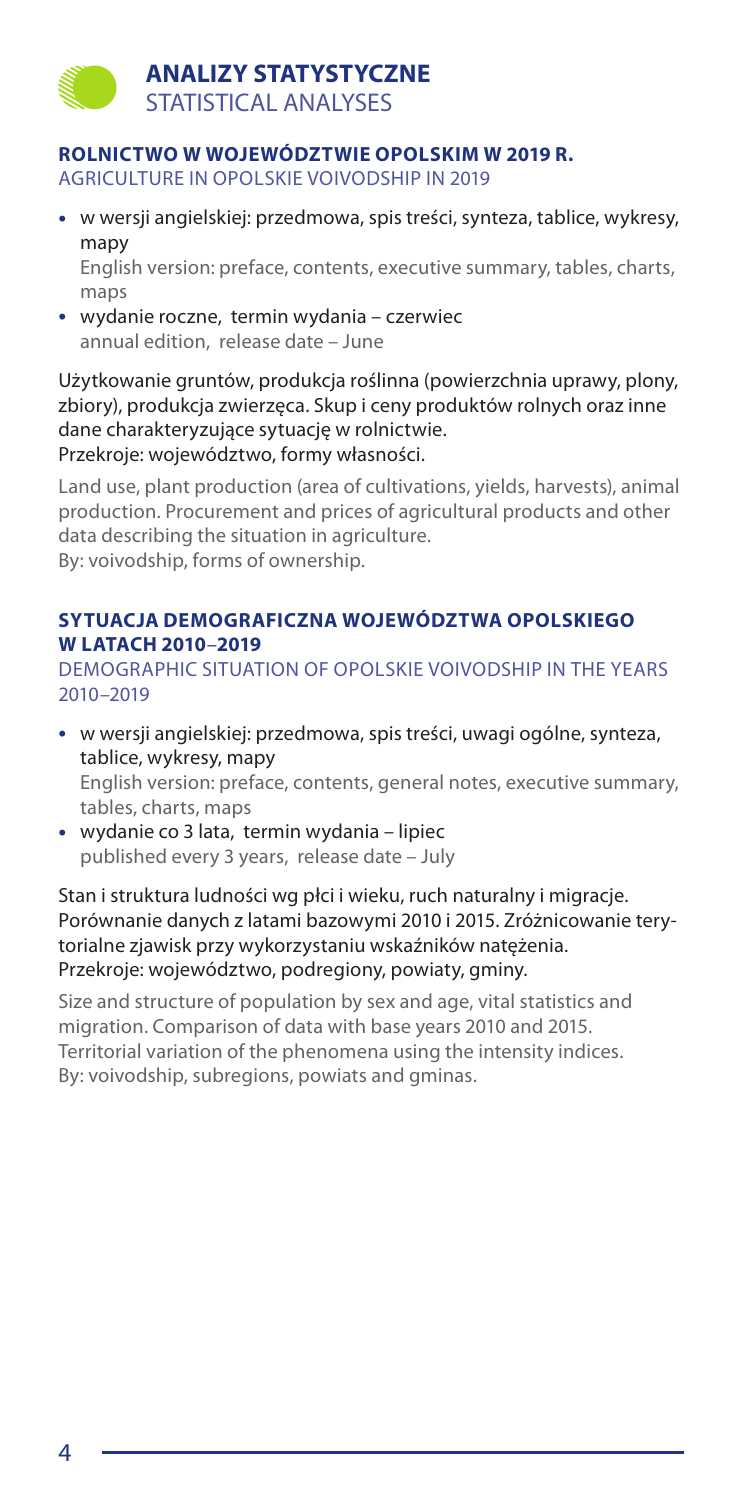# ANALIZY STATYSTYCZNE
STATISTICAL ANALYSES

## ROLNICTWO W WOJEWÓDZTWIE OPOLSKIM W 2019 R.
AGRICULTURE IN OPOLSKIE VOIVODSHIP IN 2019

- w wersji angielskiej: przedmowa, spis treści, synteza, tablice, wykresy, mapy
  English version: preface, contents, executive summary, tables, charts, maps
- wydanie roczne, termin wydania – czerwiec
  annual edition, release date – June

Użytkowanie gruntów, produkcja roślinna (powierzchnia uprawy, plony, zbiory), produkcja zwierzęca. Skup i ceny produktów rolnych oraz inne dane charakteryzujące sytuację w rolnictwie.
Przekroje: województwo, formy własności.

Land use, plant production (area of cultivations, yields, harvests), animal production. Procurement and prices of agricultural products and other data describing the situation in agriculture.
By: voivodship, forms of ownership.

## SYTUACJA DEMOGRAFICZNA WOJEWÓDZTWA OPOLSKIEGO W LATACH 2010–2019
DEMOGRAPHIC SITUATION OF OPOLSKIE VOIVODSHIP IN THE YEARS 2010–2019

- w wersji angielskiej: przedmowa, spis treści, uwagi ogólne, synteza, tablice, wykresy, mapy
  English version: preface, contents, general notes, executive summary, tables, charts, maps
- wydanie co 3 lata, termin wydania – lipiec
  published every 3 years, release date – July

Stan i struktura ludności wg płci i wieku, ruch naturalny i migracje. Porównanie danych z latami bazowymi 2010 i 2015. Zróżnicowanie terytorialne zjawisk przy wykorzystaniu wskaźników natężenia.
Przekroje: województwo, podregiony, powiaty, gminy.

Size and structure of population by sex and age, vital statistics and migration. Comparison of data with base years 2010 and 2015. Territorial variation of the phenomena using the intensity indices.
By: voivodship, subregions, powiats and gminas.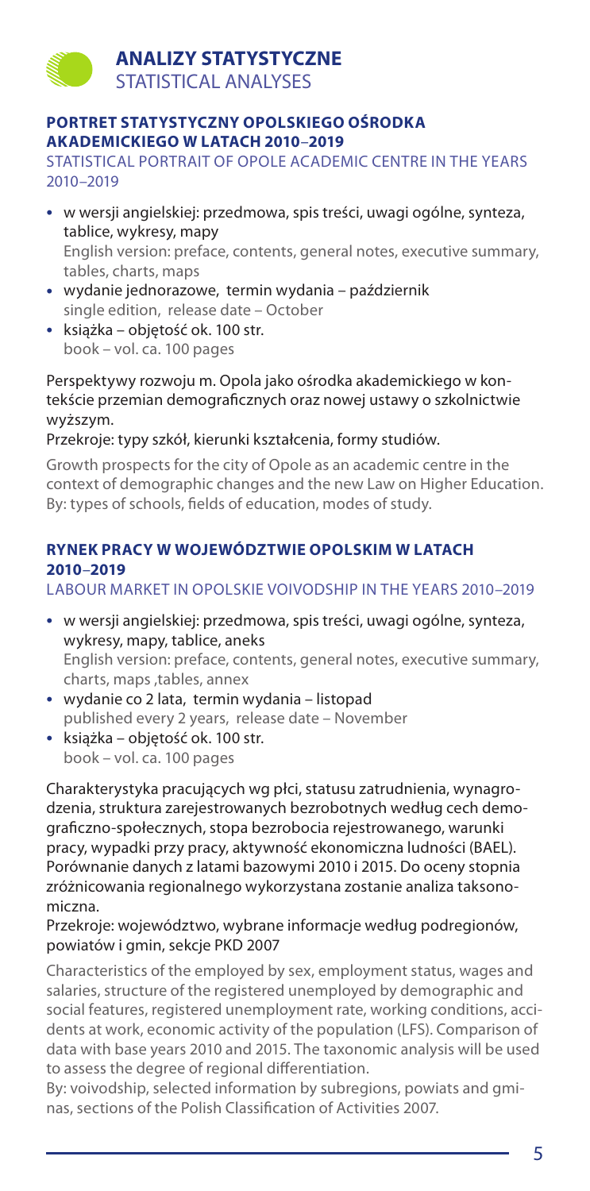# ANALIZY STATYSTYCZNE
STATISTICAL ANALYSES

## PORTRET STATYSTYCZNY OPOLSKIEGO OŚRODKA AKADEMICKIEGO W LATACH 2010–2019

STATISTICAL PORTRAIT OF OPOLE ACADEMIC CENTRE IN THE YEARS 2010–2019

- w wersji angielskiej: przedmowa, spis treści, uwagi ogólne, synteza, tablice, wykresy, mapy
  English version: preface, contents, general notes, executive summary, tables, charts, maps
- wydanie jednorazowe, termin wydania – październik
  single edition, release date – October
- książka – objętość ok. 100 str.
  book – vol. ca. 100 pages

Perspektywy rozwoju m. Opola jako ośrodka akademickiego w kontekście przemian demograficznych oraz nowej ustawy o szkolnictwie wyższym.

Przekroje: typy szkół, kierunki kształcenia, formy studiów.

Growth prospects for the city of Opole as an academic centre in the context of demographic changes and the new Law on Higher Education.
By: types of schools, fields of education, modes of study.

## RYNEK PRACY W WOJEWÓDZTWIE OPOLSKIM W LATACH 2010–2019

LABOUR MARKET IN OPOLSKIE VOIVODSHIP IN THE YEARS 2010–2019

- w wersji angielskiej: przedmowa, spis treści, uwagi ogólne, synteza, wykresy, mapy, tablice, aneks
  English version: preface, contents, general notes, executive summary, charts, maps ,tables, annex
- wydanie co 2 lata, termin wydania – listopad
  published every 2 years, release date – November
- książka – objętość ok. 100 str.
  book – vol. ca. 100 pages

Charakterystyka pracujących wg płci, statusu zatrudnienia, wynagrodzenia, struktura zarejestrowanych bezrobotnych według cech demograficzno-społecznych, stopa bezrobocia rejestrowanego, warunki pracy, wypadki przy pracy, aktywność ekonomiczna ludności (BAEL). Porównanie danych z latami bazowymi 2010 i 2015. Do oceny stopnia zróżnicowania regionalnego wykorzystana zostanie analiza taksonomiczna.

Przekroje: województwo, wybrane informacje według podregionów, powiatów i gmin, sekcje PKD 2007

Characteristics of the employed by sex, employment status, wages and salaries, structure of the registered unemployed by demographic and social features, registered unemployment rate, working conditions, accidents at work, economic activity of the population (LFS). Comparison of data with base years 2010 and 2015. The taxonomic analysis will be used to assess the degree of regional differentiation.

By: voivodship, selected information by subregions, powiats and gminas, sections of the Polish Classification of Activities 2007.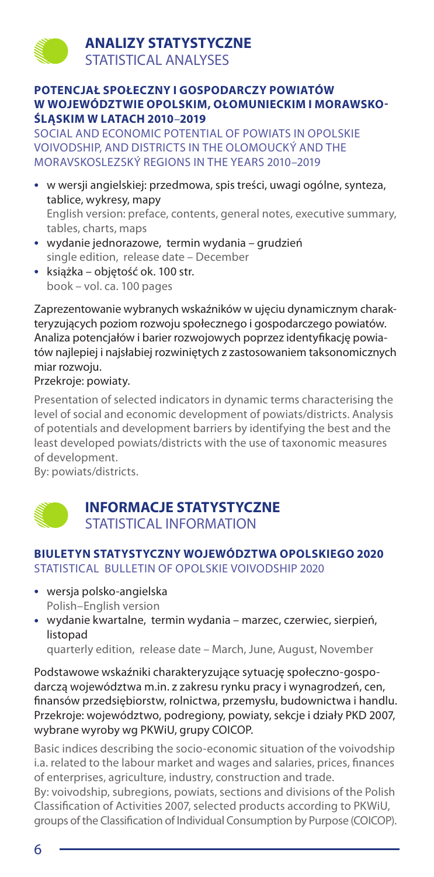# ANALIZY STATYSTYCZNE
STATISTICAL ANALYSES

## POTENCJAŁ SPOŁECZNY I GOSPODARCZY POWIATÓW W WOJEWÓDZTWIE OPOLSKIM, OŁOMUNIECKIM I MORAWSKO-ŚLĄSKIM W LATACH 2010–2019

SOCIAL AND ECONOMIC POTENTIAL OF POWIATS IN OPOLSKIE VOIVODSHIP, AND DISTRICTS IN THE OLOMOUCKÝ AND THE MORAVSKOSLEZSKÝ REGIONS IN THE YEARS 2010–2019

- w wersji angielskiej: przedmowa, spis treści, uwagi ogólne, synteza, tablice, wykresy, mapy
  English version: preface, contents, general notes, executive summary, tables, charts, maps
- wydanie jednorazowe, termin wydania – grudzień
  single edition, release date – December
- książka – objętość ok. 100 str.
  book – vol. ca. 100 pages

Zaprezentowanie wybranych wskaźników w ujęciu dynamicznym charakteryzujących poziom rozwoju społecznego i gospodarczego powiatów. Analiza potencjałów i barier rozwojowych poprzez identyfikację powiatów najlepiej i najsłabiej rozwiniętych z zastosowaniem taksonomicznych miar rozwoju.
Przekroje: powiaty.

Presentation of selected indicators in dynamic terms characterising the level of social and economic development of powiats/districts. Analysis of potentials and development barriers by identifying the best and the least developed powiats/districts with the use of taxonomic measures of development.
By: powiats/districts.

# INFORMACJE STATYSTYCZNE
STATISTICAL INFORMATION

## BIULETYN STATYSTYCZNY WOJEWÓDZTWA OPOLSKIEGO 2020

STATISTICAL BULLETIN OF OPOLSKIE VOIVODSHIP 2020

- wersja polsko-angielska
  Polish–English version
- wydanie kwartalne, termin wydania – marzec, czerwiec, sierpień, listopad
  quarterly edition, release date – March, June, August, November

Podstawowe wskaźniki charakteryzujące sytuację społeczno-gospodarczą województwa m.in. z zakresu rynku pracy i wynagrodzeń, cen, finansów przedsiębiorstw, rolnictwa, przemysłu, budownictwa i handlu.
Przekroje: województwo, podregiony, powiaty, sekcje i działy PKD 2007, wybrane wyroby wg PKWiU, grupy COICOP.

Basic indices describing the socio-economic situation of the voivodship i.a. related to the labour market and wages and salaries, prices, finances of enterprises, agriculture, industry, construction and trade.
By: voivodship, subregions, powiats, sections and divisions of the Polish Classification of Activities 2007, selected products according to PKWiU, groups of the Classification of Individual Consumption by Purpose (COICOP).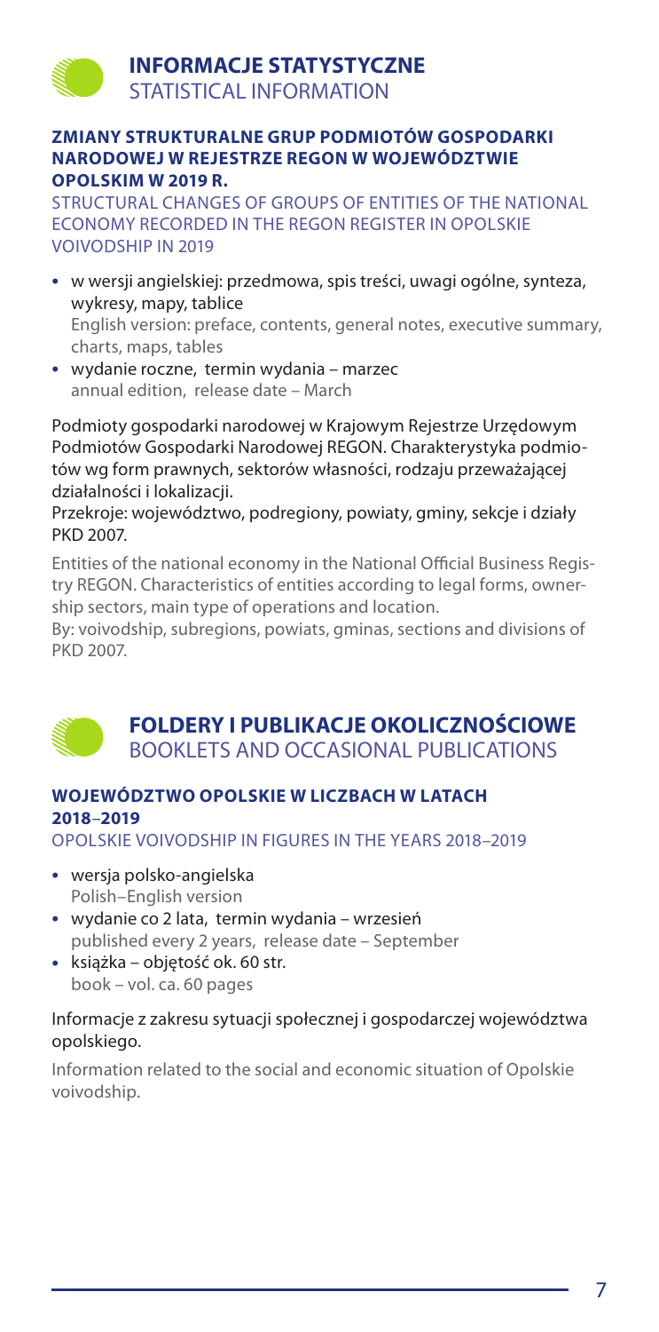# INFORMACJE STATYSTYCZNE
STATISTICAL INFORMATION

### ZMIANY STRUKTURALNE GRUP PODMIOTÓW GOSPODARKI NARODOWEJ W REJESTRZE REGON W WOJEWÓDZTWIE OPOLSKIM W 2019 R.

STRUCTURAL CHANGES OF GROUPS OF ENTITIES OF THE NATIONAL ECONOMY RECORDED IN THE REGON REGISTER IN OPOLSKIE VOIVODSHIP IN 2019

- w wersji angielskiej: przedmowa, spis treści, uwagi ogólne, synteza, wykresy, mapy, tablice
  English version: preface, contents, general notes, executive summary, charts, maps, tables
- wydanie roczne, termin wydania – marzec
  annual edition, release date – March

Podmioty gospodarki narodowej w Krajowym Rejestrze Urzędowym Podmiotów Gospodarki Narodowej REGON. Charakterystyka podmiotów wg form prawnych, sektorów własności, rodzaju przeważającej działalności i lokalizacji.
Przekroje: województwo, podregiony, powiaty, gminy, sekcje i działy PKD 2007.

Entities of the national economy in the National Official Business Registry REGON. Characteristics of entities according to legal forms, ownership sectors, main type of operations and location.
By: voivodship, subregions, powiats, gminas, sections and divisions of PKD 2007.

# FOLDERY I PUBLIKACJE OKOLICZNOŚCIOWE
BOOKLETS AND OCCASIONAL PUBLICATIONS

### WOJEWÓDZTWO OPOLSKIE W LICZBACH W LATACH 2018–2019

OPOLSKIE VOIVODSHIP IN FIGURES IN THE YEARS 2018–2019

- wersja polsko-angielska
  Polish–English version
- wydanie co 2 lata, termin wydania – wrzesień
  published every 2 years, release date – September
- książka – objętość ok. 60 str.
  book – vol. ca. 60 pages

Informacje z zakresu sytuacji społecznej i gospodarczej województwa opolskiego.

Information related to the social and economic situation of Opolskie voivodship.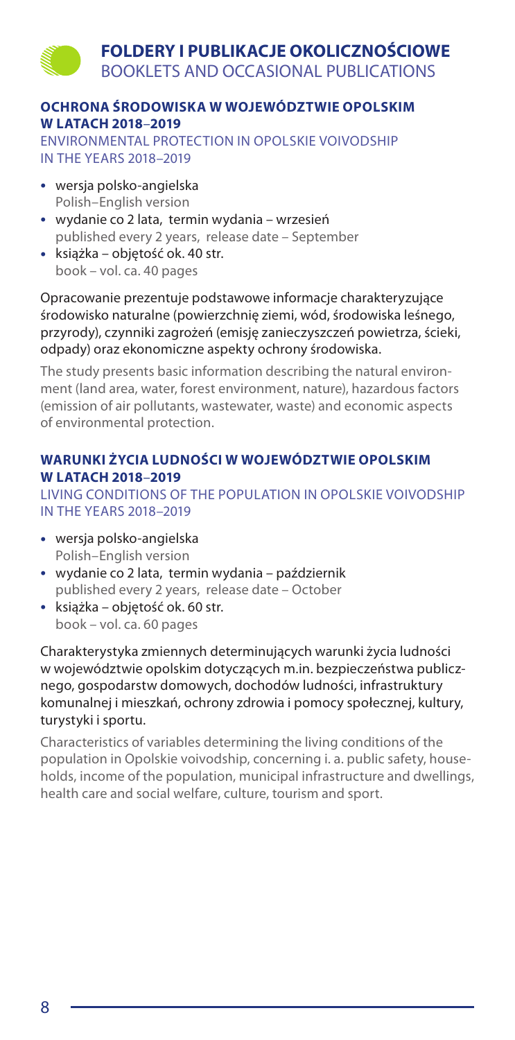# FOLDERY I PUBLIKACJE OKOLICZNOŚCIOWE
BOOKLETS AND OCCASIONAL PUBLICATIONS

## OCHRONA ŚRODOWISKA W WOJEWÓDZTWIE OPOLSKIM W LATACH 2018–2019

ENVIRONMENTAL PROTECTION IN OPOLSKIE VOIVODSHIP IN THE YEARS 2018–2019

- wersja polsko-angielska
  Polish–English version
- wydanie co 2 lata, termin wydania – wrzesień
  published every 2 years, release date – September
- książka – objętość ok. 40 str.
  book – vol. ca. 40 pages

Opracowanie prezentuje podstawowe informacje charakteryzujące środowisko naturalne (powierzchnię ziemi, wód, środowiska leśnego, przyrody), czynniki zagrożeń (emisję zanieczyszczeń powietrza, ścieki, odpady) oraz ekonomiczne aspekty ochrony środowiska.

The study presents basic information describing the natural environment (land area, water, forest environment, nature), hazardous factors (emission of air pollutants, wastewater, waste) and economic aspects of environmental protection.

## WARUNKI ŻYCIA LUDNOŚCI W WOJEWÓDZTWIE OPOLSKIM W LATACH 2018–2019

LIVING CONDITIONS OF THE POPULATION IN OPOLSKIE VOIVODSHIP IN THE YEARS 2018–2019

- wersja polsko-angielska
  Polish–English version
- wydanie co 2 lata, termin wydania – październik
  published every 2 years, release date – October
- książka – objętość ok. 60 str.
  book – vol. ca. 60 pages

Charakterystyka zmiennych determinujących warunki życia ludności w województwie opolskim dotyczących m.in. bezpieczeństwa publicznego, gospodarstw domowych, dochodów ludności, infrastruktury komunalnej i mieszkań, ochrony zdrowia i pomocy społecznej, kultury, turystyki i sportu.

Characteristics of variables determining the living conditions of the population in Opolskie voivodship, concerning i. a. public safety, households, income of the population, municipal infrastructure and dwellings, health care and social welfare, culture, tourism and sport.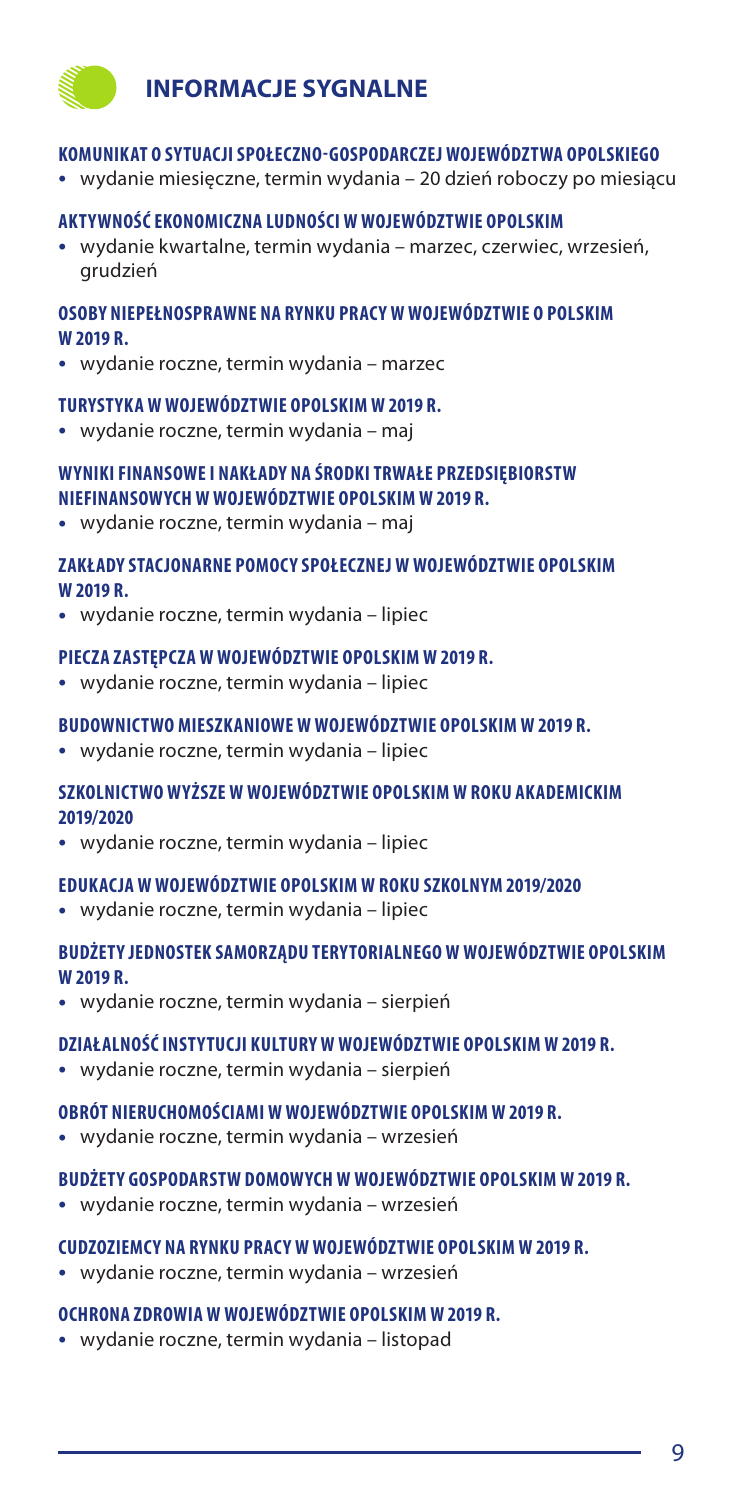# INFORMACJE SYGNALNE

**KOMUNIKAT O SYTUACJI SPOŁECZNO-GOSPODARCZEJ WOJEWÓDZTWA OPOLSKIEGO**

- wydanie miesięczne, termin wydania – 20 dzień roboczy po miesiącu

**AKTYWNOŚĆ EKONOMICZNA LUDNOŚCI W WOJEWÓDZTWIE OPOLSKIM**

- wydanie kwartalne, termin wydania – marzec, czerwiec, wrzesień, grudzień

**OSOBY NIEPEŁNOSPRAWNE NA RYNKU PRACY W WOJEWÓDZTWIE O POLSKIM W 2019 R.**

- wydanie roczne, termin wydania – marzec

**TURYSTYKA W WOJEWÓDZTWIE OPOLSKIM W 2019 R.**

- wydanie roczne, termin wydania – maj

**WYNIKI FINANSOWE I NAKŁADY NA ŚRODKI TRWAŁE PRZEDSIĘBIORSTW NIEFINANSOWYCH W WOJEWÓDZTWIE OPOLSKIM W 2019 R.**

- wydanie roczne, termin wydania – maj

**ZAKŁADY STACJONARNE POMOCY SPOŁECZNEJ W WOJEWÓDZTWIE OPOLSKIM W 2019 R.**

- wydanie roczne, termin wydania – lipiec

**PIECZA ZASTĘPCZA W WOJEWÓDZTWIE OPOLSKIM W 2019 R.**

- wydanie roczne, termin wydania – lipiec

**BUDOWNICTWO MIESZKANIOWE W WOJEWÓDZTWIE OPOLSKIM W 2019 R.**

- wydanie roczne, termin wydania – lipiec

**SZKOLNICTWO WYŻSZE W WOJEWÓDZTWIE OPOLSKIM W ROKU AKADEMICKIM 2019/2020**

- wydanie roczne, termin wydania – lipiec

**EDUKACJA W WOJEWÓDZTWIE OPOLSKIM W ROKU SZKOLNYM 2019/2020**

- wydanie roczne, termin wydania – lipiec

**BUDŻETY JEDNOSTEK SAMORZĄDU TERYTORIALNEGO W WOJEWÓDZTWIE OPOLSKIM W 2019 R.**

- wydanie roczne, termin wydania – sierpień

**DZIAŁALNOŚĆ INSTYTUCJI KULTURY W WOJEWÓDZTWIE OPOLSKIM W 2019 R.**

- wydanie roczne, termin wydania – sierpień

**OBRÓT NIERUCHOMOŚCIAMI W WOJEWÓDZTWIE OPOLSKIM W 2019 R.**

- wydanie roczne, termin wydania – wrzesień

**BUDŻETY GOSPODARSTW DOMOWYCH W WOJEWÓDZTWIE OPOLSKIM W 2019 R.**

- wydanie roczne, termin wydania – wrzesień

**CUDZOZIEMCY NA RYNKU PRACY W WOJEWÓDZTWIE OPOLSKIM W 2019 R.**

- wydanie roczne, termin wydania – wrzesień

**OCHRONA ZDROWIA W WOJEWÓDZTWIE OPOLSKIM W 2019 R.**

- wydanie roczne, termin wydania – listopad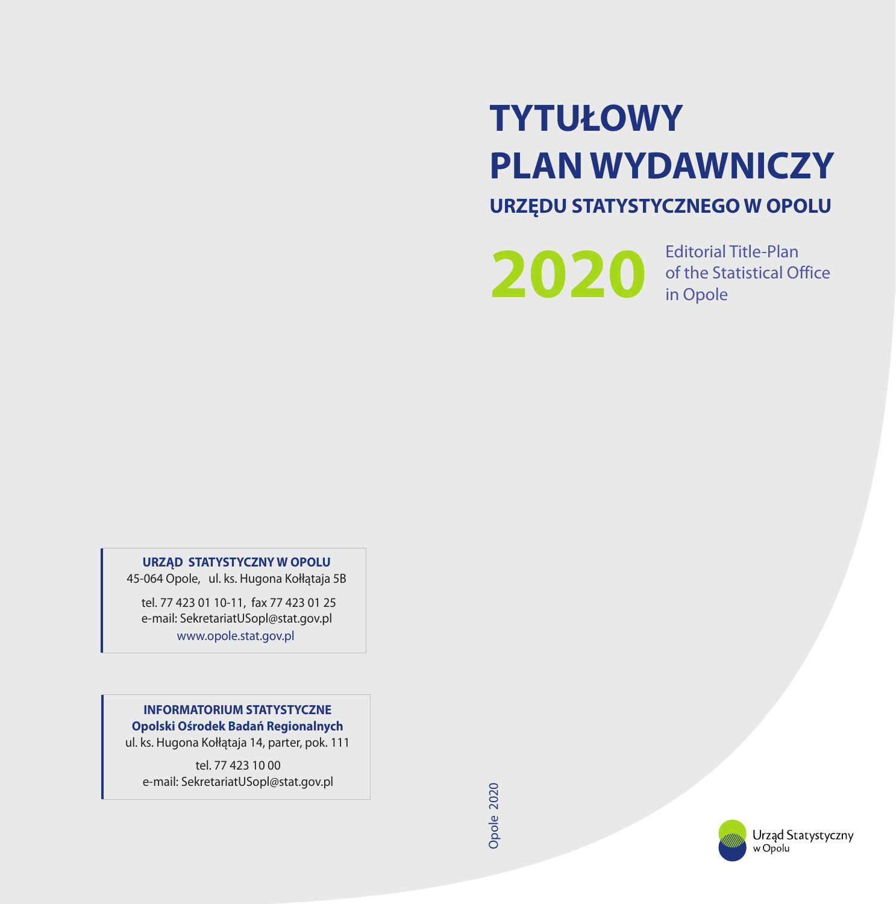# TYTUŁOWY PLAN WYDAWNICZY

## URZĘDU STATYSTYCZNEGO W OPOLU

**2020**

Editorial Title-Plan of the Statistical Office in Opole

**URZĄD STATYSTYCZNY W OPOLU**
45-064 Opole, ul. ks. Hugona Kołłątaja 5B

tel. 77 423 01 10-11, fax 77 423 01 25
e-mail: SekretariatUSopl@stat.gov.pl
www.opole.stat.gov.pl

**INFORMATORIUM STATYSTYCZNE**
**Opolski Ośrodek Badań Regionalnych**
ul. ks. Hugona Kołłątaja 14, parter, pok. 111

tel. 77 423 10 00
e-mail: SekretariatUSopl@stat.gov.pl

Opole 2020

Urząd Statystyczny w Opolu